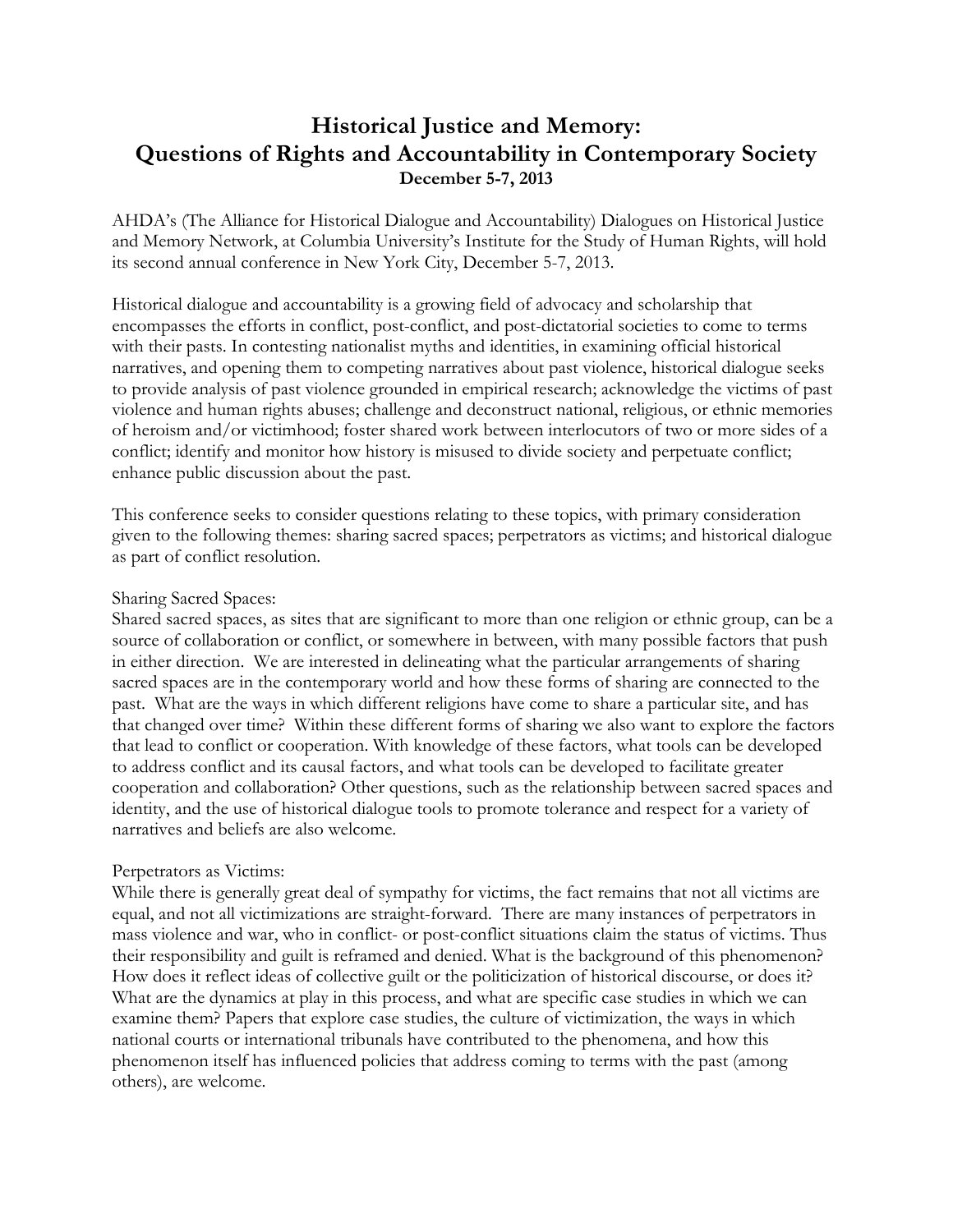# Historical Justice and Memory:
# Questions of Rights and Accountability in Contemporary Society

**December 5-7, 2013**

AHDA's (The Alliance for Historical Dialogue and Accountability) Dialogues on Historical Justice and Memory Network, at Columbia University's Institute for the Study of Human Rights, will hold its second annual conference in New York City, December 5-7, 2013.

Historical dialogue and accountability is a growing field of advocacy and scholarship that encompasses the efforts in conflict, post-conflict, and post-dictatorial societies to come to terms with their pasts. In contesting nationalist myths and identities, in examining official historical narratives, and opening them to competing narratives about past violence, historical dialogue seeks to provide analysis of past violence grounded in empirical research; acknowledge the victims of past violence and human rights abuses; challenge and deconstruct national, religious, or ethnic memories of heroism and/or victimhood; foster shared work between interlocutors of two or more sides of a conflict; identify and monitor how history is misused to divide society and perpetuate conflict; enhance public discussion about the past.

This conference seeks to consider questions relating to these topics, with primary consideration given to the following themes: sharing sacred spaces; perpetrators as victims; and historical dialogue as part of conflict resolution.

Sharing Sacred Spaces:
Shared sacred spaces, as sites that are significant to more than one religion or ethnic group, can be a source of collaboration or conflict, or somewhere in between, with many possible factors that push in either direction. We are interested in delineating what the particular arrangements of sharing sacred spaces are in the contemporary world and how these forms of sharing are connected to the past. What are the ways in which different religions have come to share a particular site, and has that changed over time? Within these different forms of sharing we also want to explore the factors that lead to conflict or cooperation. With knowledge of these factors, what tools can be developed to address conflict and its causal factors, and what tools can be developed to facilitate greater cooperation and collaboration? Other questions, such as the relationship between sacred spaces and identity, and the use of historical dialogue tools to promote tolerance and respect for a variety of narratives and beliefs are also welcome.

Perpetrators as Victims:
While there is generally great deal of sympathy for victims, the fact remains that not all victims are equal, and not all victimizations are straight-forward. There are many instances of perpetrators in mass violence and war, who in conflict- or post-conflict situations claim the status of victims. Thus their responsibility and guilt is reframed and denied. What is the background of this phenomenon? How does it reflect ideas of collective guilt or the politicization of historical discourse, or does it? What are the dynamics at play in this process, and what are specific case studies in which we can examine them? Papers that explore case studies, the culture of victimization, the ways in which national courts or international tribunals have contributed to the phenomena, and how this phenomenon itself has influenced policies that address coming to terms with the past (among others), are welcome.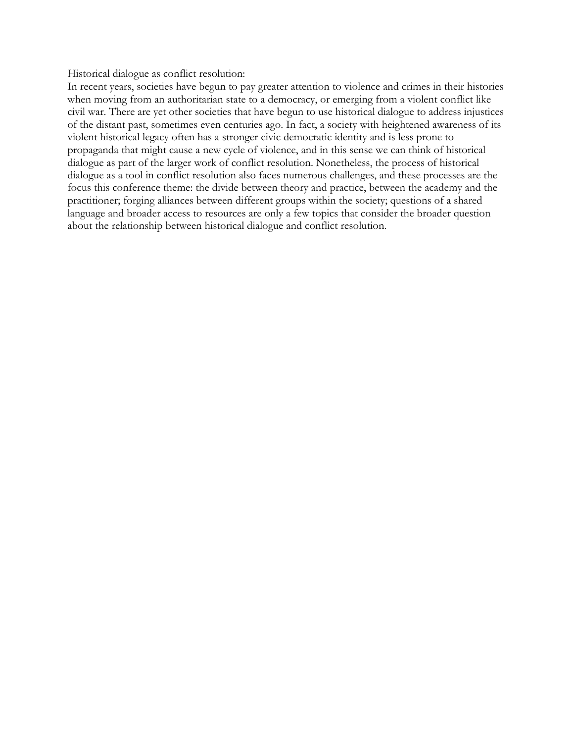Historical dialogue as conflict resolution:

In recent years, societies have begun to pay greater attention to violence and crimes in their histories when moving from an authoritarian state to a democracy, or emerging from a violent conflict like civil war. There are yet other societies that have begun to use historical dialogue to address injustices of the distant past, sometimes even centuries ago. In fact, a society with heightened awareness of its violent historical legacy often has a stronger civic democratic identity and is less prone to propaganda that might cause a new cycle of violence, and in this sense we can think of historical dialogue as part of the larger work of conflict resolution. Nonetheless, the process of historical dialogue as a tool in conflict resolution also faces numerous challenges, and these processes are the focus this conference theme: the divide between theory and practice, between the academy and the practitioner; forging alliances between different groups within the society; questions of a shared language and broader access to resources are only a few topics that consider the broader question about the relationship between historical dialogue and conflict resolution.